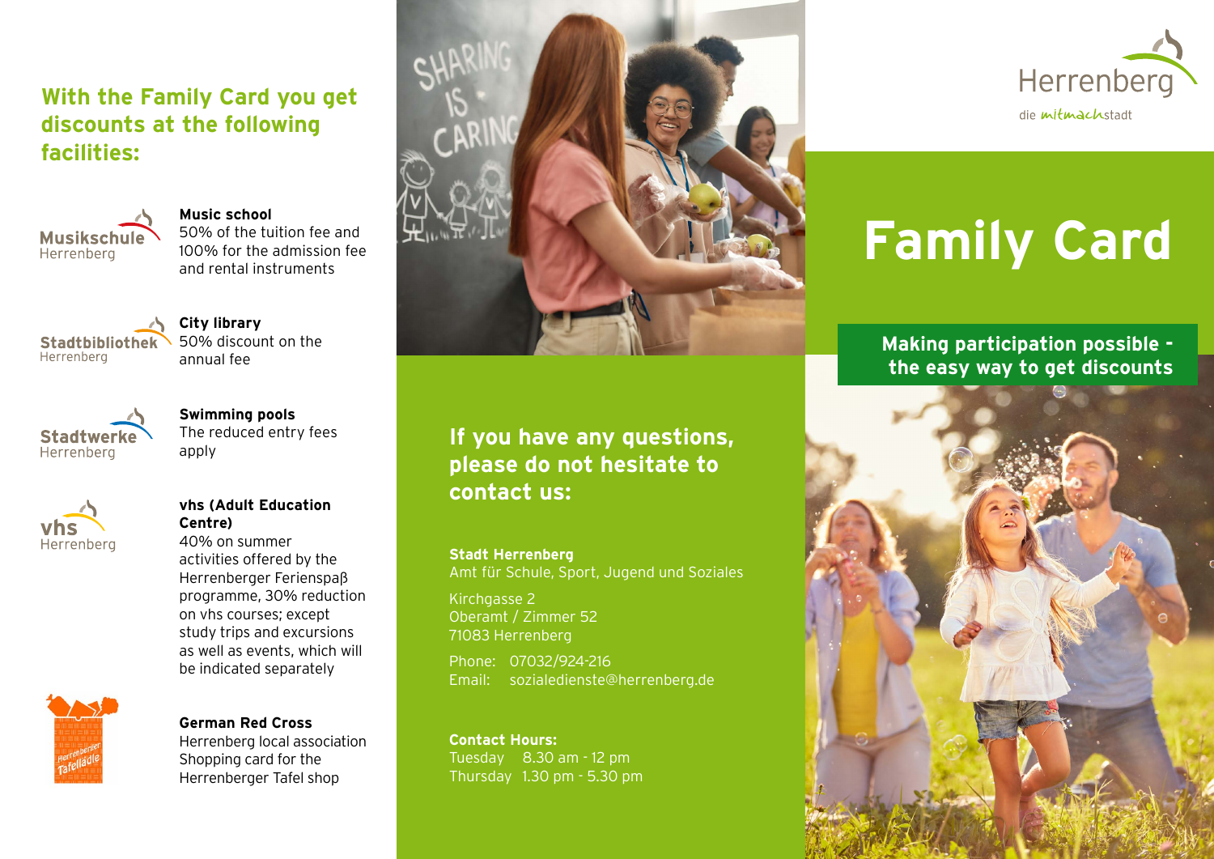## With the Family Card you get discounts at the following facilities:

Musikschule Herrenberg

**Music school**
50% of the tuition fee and 100% for the admission fee and rental instruments

Stadtbibliothek Herrenberg

**City library**
50% discount on the annual fee

Stadtwerke Herrenberg

**Swimming pools**
The reduced entry fees apply

vhs Herrenberg

**vhs (Adult Education Centre)**
40% on summer activities offered by the Herrenberger Ferienspaβ programme, 30% reduction on vhs courses; except study trips and excursions as well as events, which will be indicated separately

Herrenberger Tafellädle

**German Red Cross**
Herrenberg local association
Shopping card for the Herrenberger Tafel shop

## If you have any questions, please do not hesitate to contact us:

**Stadt Herrenberg**
Amt für Schule, Sport, Jugend und Soziales

Kirchgasse 2
Oberamt / Zimmer 52
71083 Herrenberg

Phone: 07032/924-216
Email: sozialedienste@herrenberg.de

**Contact Hours:**
Tuesday 8.30 am - 12 pm
Thursday 1.30 pm - 5.30 pm

Herrenberg
die mitmachstadt

# Family Card

**Making participation possible - the easy way to get discounts**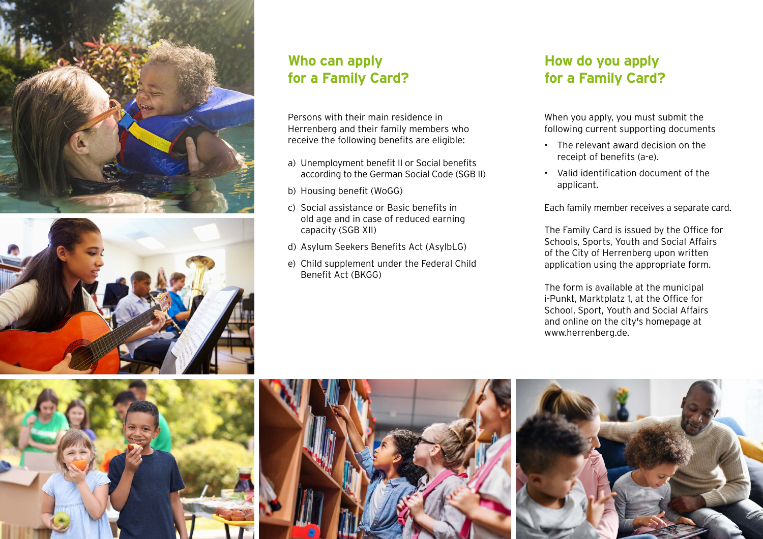## Who can apply for a Family Card?

Persons with their main residence in Herrenberg and their family members who receive the following benefits are eligible:

a) Unemployment benefit II or Social benefits according to the German Social Code (SGB II)

b) Housing benefit (WoGG)

c) Social assistance or Basic benefits in old age and in case of reduced earning capacity (SGB XII)

d) Asylum Seekers Benefits Act (AsylbLG)

e) Child supplement under the Federal Child Benefit Act (BKGG)

## How do you apply for a Family Card?

When you apply, you must submit the following current supporting documents

- The relevant award decision on the receipt of benefits (a-e).
- Valid identification document of the applicant.

Each family member receives a separate card.

The Family Card is issued by the Office for Schools, Sports, Youth and Social Affairs of the City of Herrenberg upon written application using the appropriate form.

The form is available at the municipal i-Punkt, Marktplatz 1, at the Office for School, Sport, Youth and Social Affairs and online on the city's homepage at www.herrenberg.de.